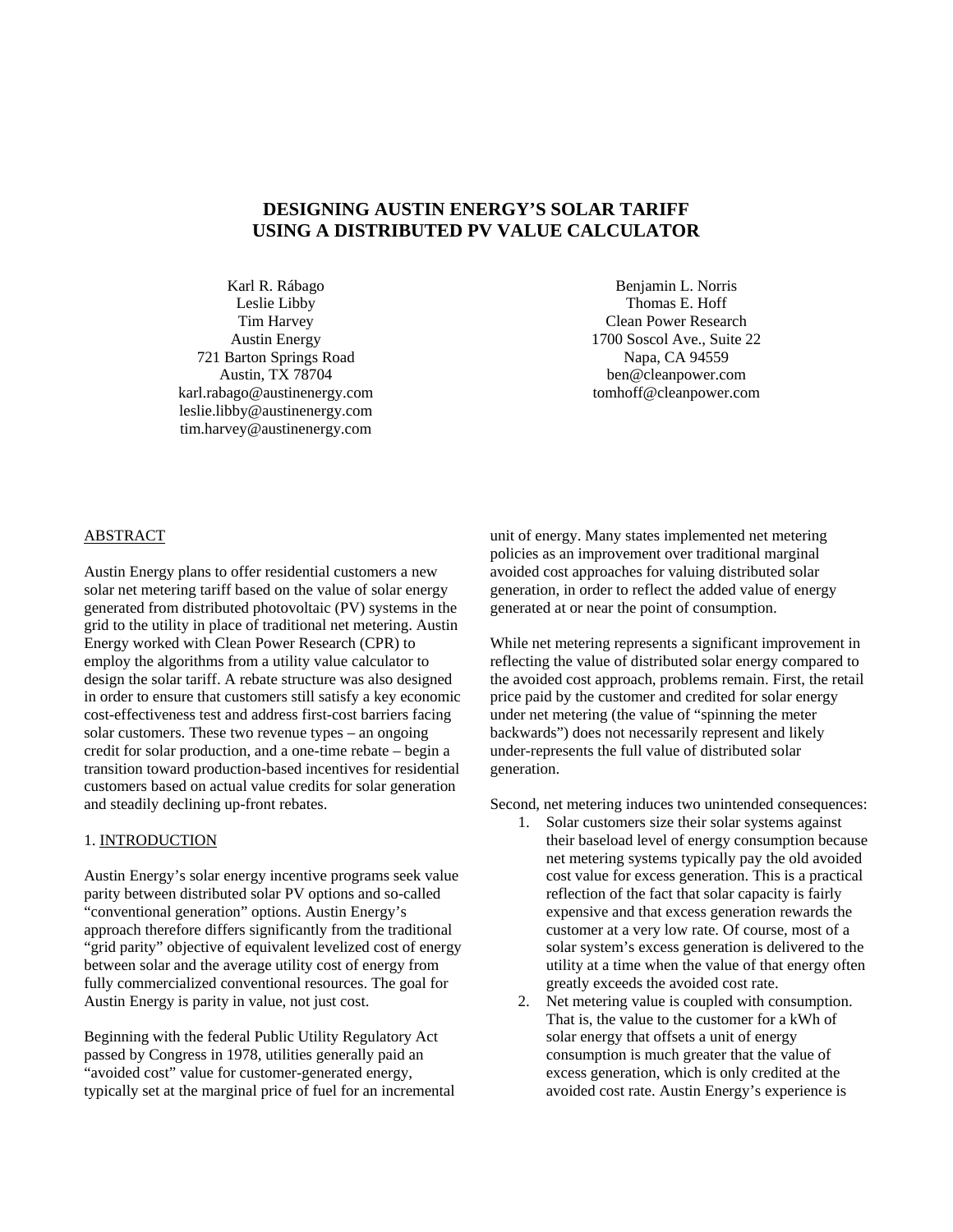# DESIGNING AUSTIN ENERGY'S SOLAR TARIFF USING A DISTRIBUTED PV VALUE CALCULATOR

Karl R. Rábago
Leslie Libby
Tim Harvey
Austin Energy
721 Barton Springs Road
Austin, TX 78704
karl.rabago@austinenergy.com
leslie.libby@austinenergy.com
tim.harvey@austinenergy.com

Benjamin L. Norris
Thomas E. Hoff
Clean Power Research
1700 Soscol Ave., Suite 22
Napa, CA 94559
ben@cleanpower.com
tomhoff@cleanpower.com

## ABSTRACT

Austin Energy plans to offer residential customers a new solar net metering tariff based on the value of solar energy generated from distributed photovoltaic (PV) systems in the grid to the utility in place of traditional net metering. Austin Energy worked with Clean Power Research (CPR) to employ the algorithms from a utility value calculator to design the solar tariff. A rebate structure was also designed in order to ensure that customers still satisfy a key economic cost-effectiveness test and address first-cost barriers facing solar customers. These two revenue types – an ongoing credit for solar production, and a one-time rebate – begin a transition toward production-based incentives for residential customers based on actual value credits for solar generation and steadily declining up-front rebates.

## 1. INTRODUCTION

Austin Energy's solar energy incentive programs seek value parity between distributed solar PV options and so-called "conventional generation" options. Austin Energy's approach therefore differs significantly from the traditional "grid parity" objective of equivalent levelized cost of energy between solar and the average utility cost of energy from fully commercialized conventional resources. The goal for Austin Energy is parity in value, not just cost.

Beginning with the federal Public Utility Regulatory Act passed by Congress in 1978, utilities generally paid an "avoided cost" value for customer-generated energy, typically set at the marginal price of fuel for an incremental unit of energy. Many states implemented net metering policies as an improvement over traditional marginal avoided cost approaches for valuing distributed solar generation, in order to reflect the added value of energy generated at or near the point of consumption.

While net metering represents a significant improvement in reflecting the value of distributed solar energy compared to the avoided cost approach, problems remain. First, the retail price paid by the customer and credited for solar energy under net metering (the value of "spinning the meter backwards") does not necessarily represent and likely under-represents the full value of distributed solar generation.

Second, net metering induces two unintended consequences:

1. Solar customers size their solar systems against their baseload level of energy consumption because net metering systems typically pay the old avoided cost value for excess generation. This is a practical reflection of the fact that solar capacity is fairly expensive and that excess generation rewards the customer at a very low rate. Of course, most of a solar system's excess generation is delivered to the utility at a time when the value of that energy often greatly exceeds the avoided cost rate.
2. Net metering value is coupled with consumption. That is, the value to the customer for a kWh of solar energy that offsets a unit of energy consumption is much greater that the value of excess generation, which is only credited at the avoided cost rate. Austin Energy's experience is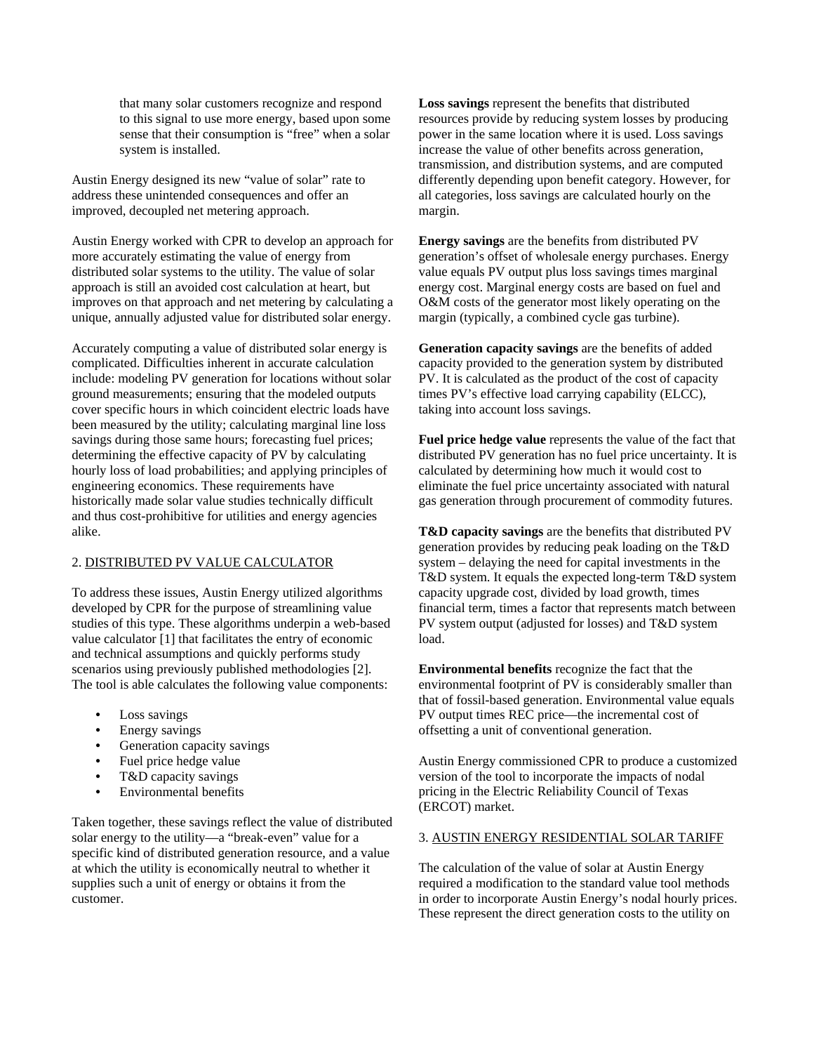that many solar customers recognize and respond to this signal to use more energy, based upon some sense that their consumption is "free" when a solar system is installed.

Austin Energy designed its new "value of solar" rate to address these unintended consequences and offer an improved, decoupled net metering approach.

Austin Energy worked with CPR to develop an approach for more accurately estimating the value of energy from distributed solar systems to the utility. The value of solar approach is still an avoided cost calculation at heart, but improves on that approach and net metering by calculating a unique, annually adjusted value for distributed solar energy.

Accurately computing a value of distributed solar energy is complicated. Difficulties inherent in accurate calculation include: modeling PV generation for locations without solar ground measurements; ensuring that the modeled outputs cover specific hours in which coincident electric loads have been measured by the utility; calculating marginal line loss savings during those same hours; forecasting fuel prices; determining the effective capacity of PV by calculating hourly loss of load probabilities; and applying principles of engineering economics. These requirements have historically made solar value studies technically difficult and thus cost-prohibitive for utilities and energy agencies alike.

## 2. DISTRIBUTED PV VALUE CALCULATOR

To address these issues, Austin Energy utilized algorithms developed by CPR for the purpose of streamlining value studies of this type. These algorithms underpin a web-based value calculator [1] that facilitates the entry of economic and technical assumptions and quickly performs study scenarios using previously published methodologies [2]. The tool is able calculates the following value components:

- Loss savings
- Energy savings
- Generation capacity savings
- Fuel price hedge value
- T&D capacity savings
- Environmental benefits

Taken together, these savings reflect the value of distributed solar energy to the utility—a "break-even" value for a specific kind of distributed generation resource, and a value at which the utility is economically neutral to whether it supplies such a unit of energy or obtains it from the customer.

**Loss savings** represent the benefits that distributed resources provide by reducing system losses by producing power in the same location where it is used. Loss savings increase the value of other benefits across generation, transmission, and distribution systems, and are computed differently depending upon benefit category. However, for all categories, loss savings are calculated hourly on the margin.

**Energy savings** are the benefits from distributed PV generation's offset of wholesale energy purchases. Energy value equals PV output plus loss savings times marginal energy cost. Marginal energy costs are based on fuel and O&M costs of the generator most likely operating on the margin (typically, a combined cycle gas turbine).

**Generation capacity savings** are the benefits of added capacity provided to the generation system by distributed PV. It is calculated as the product of the cost of capacity times PV's effective load carrying capability (ELCC), taking into account loss savings.

**Fuel price hedge value** represents the value of the fact that distributed PV generation has no fuel price uncertainty. It is calculated by determining how much it would cost to eliminate the fuel price uncertainty associated with natural gas generation through procurement of commodity futures.

**T&D capacity savings** are the benefits that distributed PV generation provides by reducing peak loading on the T&D system – delaying the need for capital investments in the T&D system. It equals the expected long-term T&D system capacity upgrade cost, divided by load growth, times financial term, times a factor that represents match between PV system output (adjusted for losses) and T&D system load.

**Environmental benefits** recognize the fact that the environmental footprint of PV is considerably smaller than that of fossil-based generation. Environmental value equals PV output times REC price—the incremental cost of offsetting a unit of conventional generation.

Austin Energy commissioned CPR to produce a customized version of the tool to incorporate the impacts of nodal pricing in the Electric Reliability Council of Texas (ERCOT) market.

## 3. AUSTIN ENERGY RESIDENTIAL SOLAR TARIFF

The calculation of the value of solar at Austin Energy required a modification to the standard value tool methods in order to incorporate Austin Energy's nodal hourly prices. These represent the direct generation costs to the utility on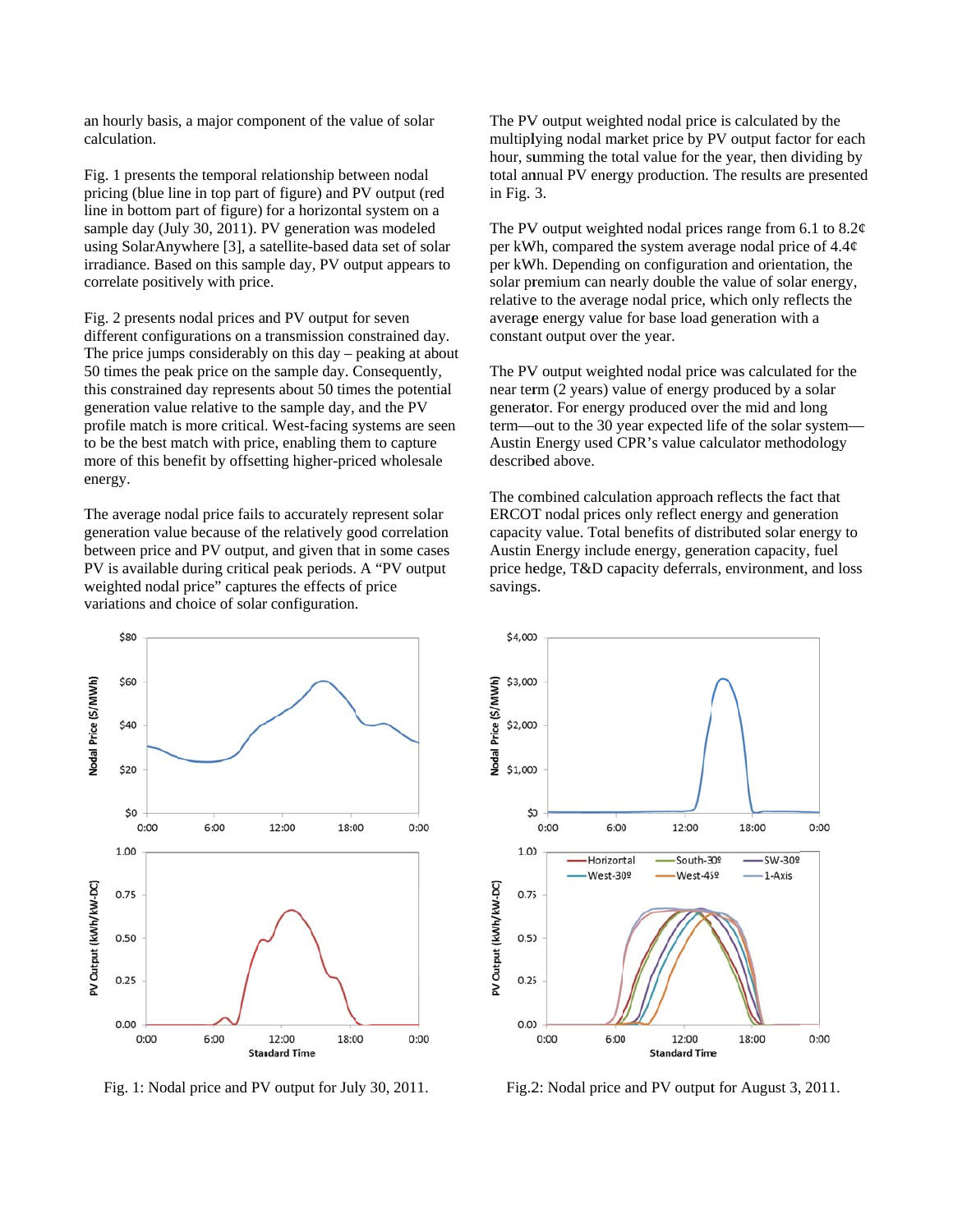an hourly basis, a major component of the value of solar calculation.

Fig. 1 presents the temporal relationship between nodal pricing (blue line in top part of figure) and PV output (red line in bottom part of figure) for a horizontal system on a sample day (July 30, 2011). PV generation was modeled using SolarAnywhere [3], a satellite-based data set of solar irradiance. Based on this sample day, PV output appears to correlate positively with price.

Fig. 2 presents nodal prices and PV output for seven different configurations on a transmission constrained day. The price jumps considerably on this day – peaking at about 50 times the peak price on the sample day. Consequently, this constrained day represents about 50 times the potential generation value relative to the sample day, and the PV profile match is more critical. West-facing systems are seen to be the best match with price, enabling them to capture more of this benefit by offsetting higher-priced wholesale energy.

The average nodal price fails to accurately represent solar generation value because of the relatively good correlation between price and PV output, and given that in some cases PV is available during critical peak periods. A "PV output weighted nodal price" captures the effects of price variations and choice of solar configuration.

The PV output weighted nodal price is calculated by the multiplying nodal market price by PV output factor for each hour, summing the total value for the year, then dividing by total annual PV energy production. The results are presented in Fig. 3.

The PV output weighted nodal prices range from 6.1 to 8.2¢ per kWh, compared the system average nodal price of 4.4¢ per kWh. Depending on configuration and orientation, the solar premium can nearly double the value of solar energy, relative to the average nodal price, which only reflects the average energy value for base load generation with a constant output over the year.

The PV output weighted nodal price was calculated for the near term (2 years) value of energy produced by a solar generator. For energy produced over the mid and long term—out to the 30 year expected life of the solar system—Austin Energy used CPR's value calculator methodology described above.

The combined calculation approach reflects the fact that ERCOT nodal prices only reflect energy and generation capacity value. Total benefits of distributed solar energy to Austin Energy include energy, generation capacity, fuel price hedge, T&D capacity deferrals, environment, and loss savings.

Fig. 1: Nodal price and PV output for July 30, 2011.

Fig.2: Nodal price and PV output for August 3, 2011.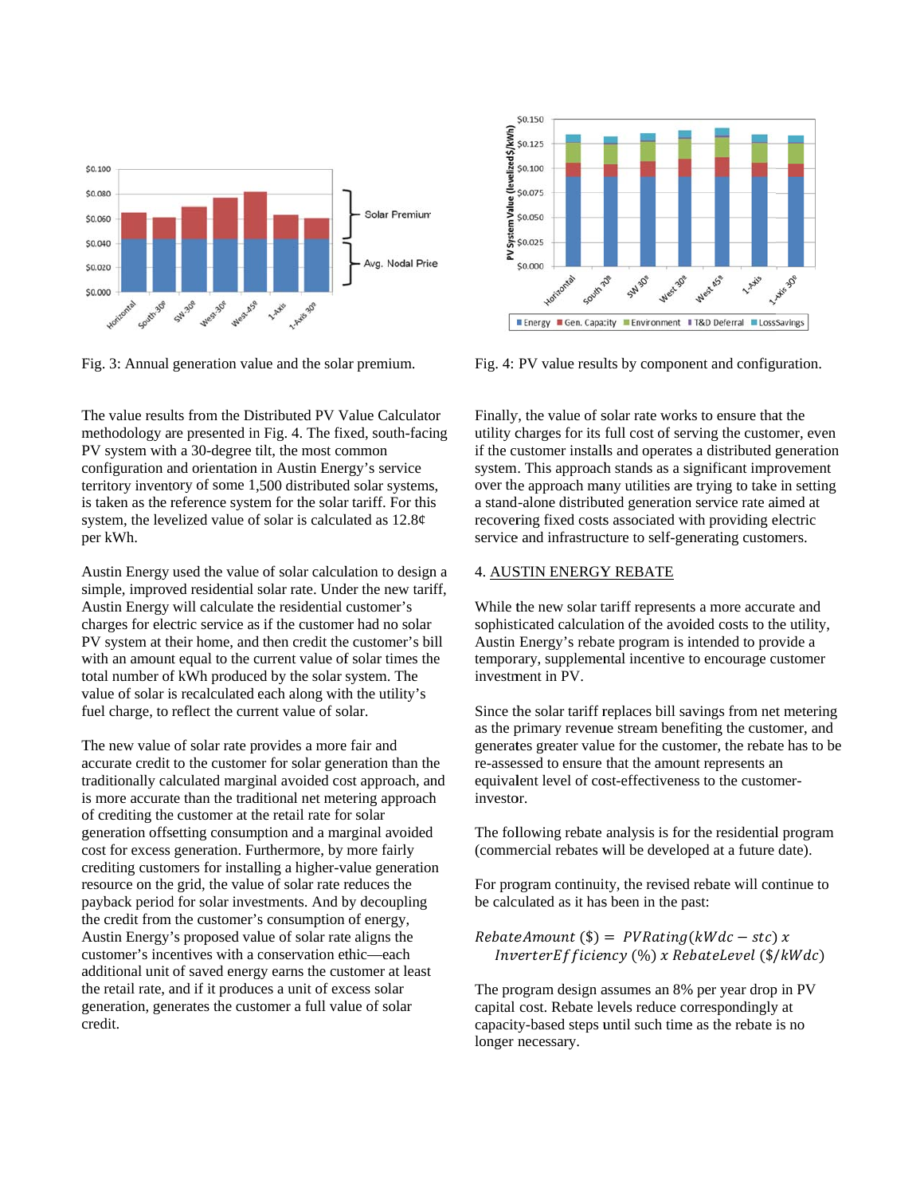Fig. 3: Annual generation value and the solar premium.

Fig. 4: PV value results by component and configuration.

The value results from the Distributed PV Value Calculator methodology are presented in Fig. 4. The fixed, south-facing PV system with a 30-degree tilt, the most common configuration and orientation in Austin Energy's service territory inventory of some 1,500 distributed solar systems, is taken as the reference system for the solar tariff. For this system, the levelized value of solar is calculated as 12.8¢ per kWh.

Austin Energy used the value of solar calculation to design a simple, improved residential solar rate. Under the new tariff, Austin Energy will calculate the residential customer's charges for electric service as if the customer had no solar PV system at their home, and then credit the customer's bill with an amount equal to the current value of solar times the total number of kWh produced by the solar system. The value of solar is recalculated each along with the utility's fuel charge, to reflect the current value of solar.

The new value of solar rate provides a more fair and accurate credit to the customer for solar generation than the traditionally calculated marginal avoided cost approach, and is more accurate than the traditional net metering approach of crediting the customer at the retail rate for solar generation offsetting consumption and a marginal avoided cost for excess generation. Furthermore, by more fairly crediting customers for installing a higher-value generation resource on the grid, the value of solar rate reduces the payback period for solar investments. And by decoupling the credit from the customer's consumption of energy, Austin Energy's proposed value of solar rate aligns the customer's incentives with a conservation ethic—each additional unit of saved energy earns the customer at least the retail rate, and if it produces a unit of excess solar generation, generates the customer a full value of solar credit.

Finally, the value of solar rate works to ensure that the utility charges for its full cost of serving the customer, even if the customer installs and operates a distributed generation system. This approach stands as a significant improvement over the approach many utilities are trying to take in setting a stand-alone distributed generation service rate aimed at recovering fixed costs associated with providing electric service and infrastructure to self-generating customers.

## 4. AUSTIN ENERGY REBATE

While the new solar tariff represents a more accurate and sophisticated calculation of the avoided costs to the utility, Austin Energy's rebate program is intended to provide a temporary, supplemental incentive to encourage customer investment in PV.

Since the solar tariff replaces bill savings from net metering as the primary revenue stream benefiting the customer, and generates greater value for the customer, the rebate has to be re-assessed to ensure that the amount represents an equivalent level of cost-effectiveness to the customer-investor.

The following rebate analysis is for the residential program (commercial rebates will be developed at a future date).

For program continuity, the revised rebate will continue to be calculated as it has been in the past:

$$RebateAmount\ (\$) = PVRating(kWdc - stc)\ x\ InverterEfficiency\ (\%)\ x\ RebateLevel\ (\$/kWdc)$$

The program design assumes an 8% per year drop in PV capital cost. Rebate levels reduce correspondingly at capacity-based steps until such time as the rebate is no longer necessary.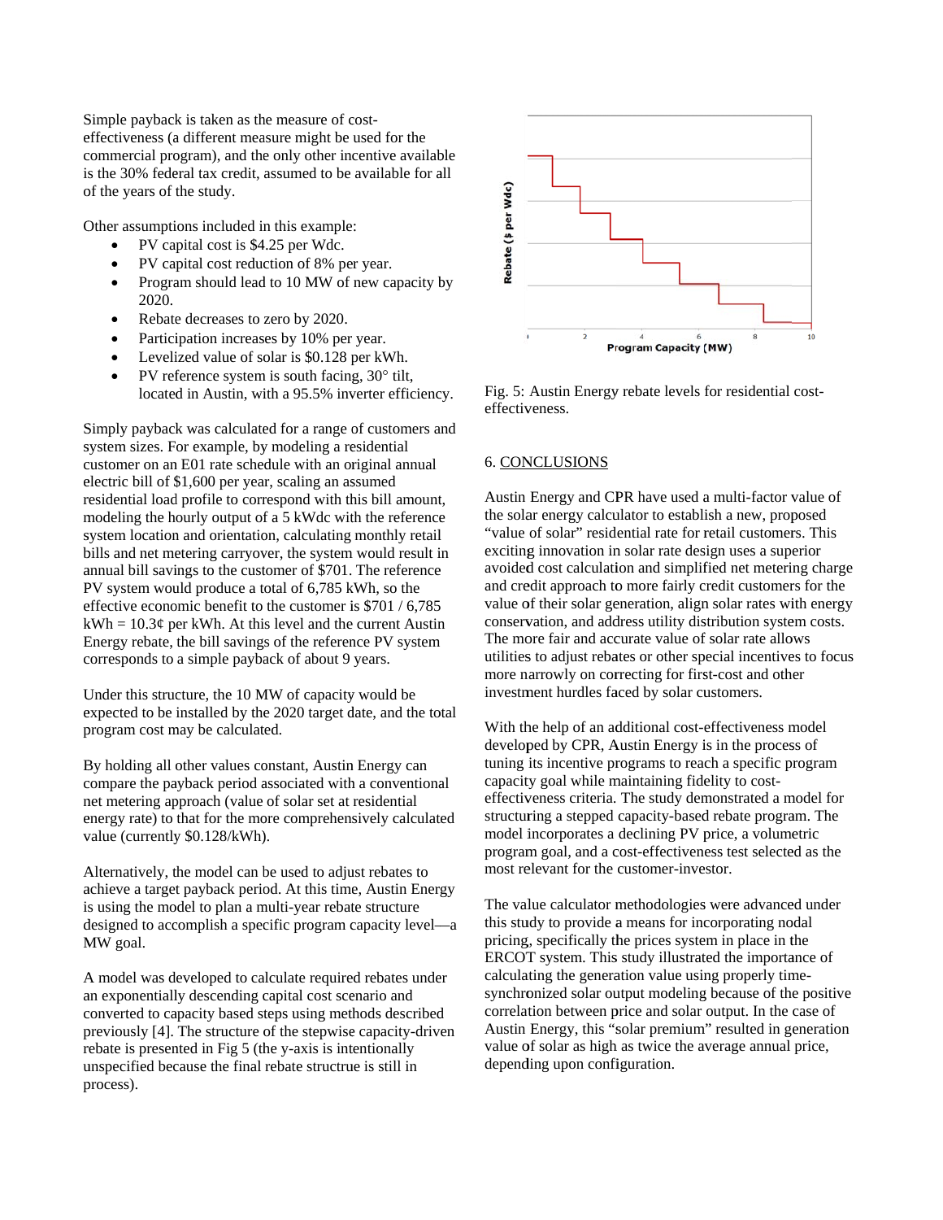Simple payback is taken as the measure of cost-effectiveness (a different measure might be used for the commercial program), and the only other incentive available is the 30% federal tax credit, assumed to be available for all of the years of the study.

Other assumptions included in this example:

- PV capital cost is $4.25 per Wdc.
- PV capital cost reduction of 8% per year.
- Program should lead to 10 MW of new capacity by 2020.
- Rebate decreases to zero by 2020.
- Participation increases by 10% per year.
- Levelized value of solar is $0.128 per kWh.
- PV reference system is south facing, 30° tilt, located in Austin, with a 95.5% inverter efficiency.

Simply payback was calculated for a range of customers and system sizes. For example, by modeling a residential customer on an E01 rate schedule with an original annual electric bill of $1,600 per year, scaling an assumed residential load profile to correspond with this bill amount, modeling the hourly output of a 5 kWdc with the reference system location and orientation, calculating monthly retail bills and net metering carryover, the system would result in annual bill savings to the customer of $701. The reference PV system would produce a total of 6,785 kWh, so the effective economic benefit to the customer is $701 / 6,785 kWh = 10.3¢ per kWh. At this level and the current Austin Energy rebate, the bill savings of the reference PV system corresponds to a simple payback of about 9 years.

Under this structure, the 10 MW of capacity would be expected to be installed by the 2020 target date, and the total program cost may be calculated.

By holding all other values constant, Austin Energy can compare the payback period associated with a conventional net metering approach (value of solar set at residential energy rate) to that for the more comprehensively calculated value (currently $0.128/kWh).

Alternatively, the model can be used to adjust rebates to achieve a target payback period. At this time, Austin Energy is using the model to plan a multi-year rebate structure designed to accomplish a specific program capacity level—a MW goal.

A model was developed to calculate required rebates under an exponentially descending capital cost scenario and converted to capacity based steps using methods described previously [4]. The structure of the stepwise capacity-driven rebate is presented in Fig 5 (the y-axis is intentionally unspecified because the final rebate structrue is still in process).

Fig. 5: Austin Energy rebate levels for residential cost-effectiveness.

## 6. CONCLUSIONS

Austin Energy and CPR have used a multi-factor value of the solar energy calculator to establish a new, proposed "value of solar" residential rate for retail customers. This exciting innovation in solar rate design uses a superior avoided cost calculation and simplified net metering charge and credit approach to more fairly credit customers for the value of their solar generation, align solar rates with energy conservation, and address utility distribution system costs. The more fair and accurate value of solar rate allows utilities to adjust rebates or other special incentives to focus more narrowly on correcting for first-cost and other investment hurdles faced by solar customers.

With the help of an additional cost-effectiveness model developed by CPR, Austin Energy is in the process of tuning its incentive programs to reach a specific program capacity goal while maintaining fidelity to cost-effectiveness criteria. The study demonstrated a model for structuring a stepped capacity-based rebate program. The model incorporates a declining PV price, a volumetric program goal, and a cost-effectiveness test selected as the most relevant for the customer-investor.

The value calculator methodologies were advanced under this study to provide a means for incorporating nodal pricing, specifically the prices system in place in the ERCOT system. This study illustrated the importance of calculating the generation value using properly time-synchronized solar output modeling because of the positive correlation between price and solar output. In the case of Austin Energy, this "solar premium" resulted in generation value of solar as high as twice the average annual price, depending upon configuration.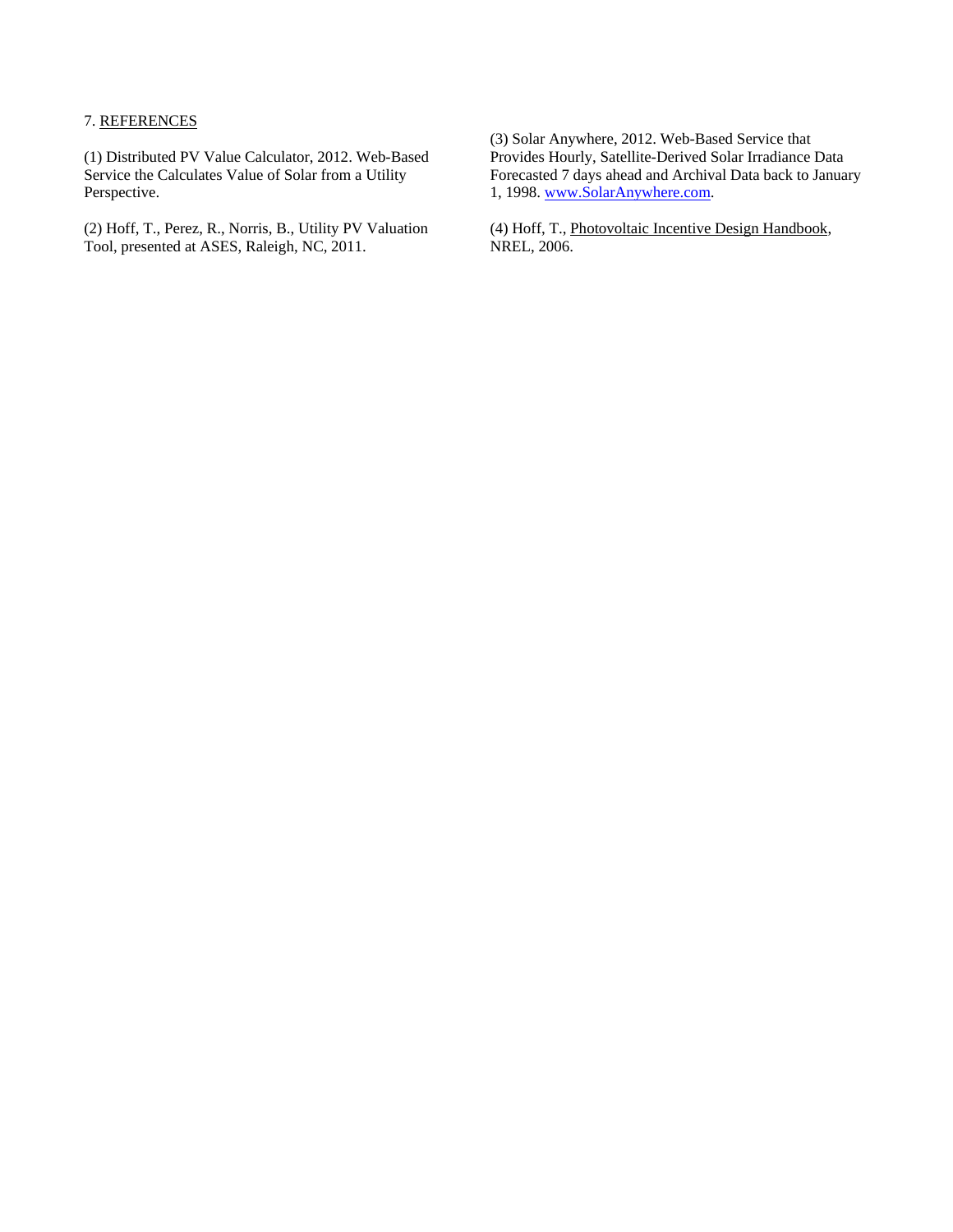## 7. REFERENCES

(1) Distributed PV Value Calculator, 2012. Web-Based Service the Calculates Value of Solar from a Utility Perspective.

(2) Hoff, T., Perez, R., Norris, B., Utility PV Valuation Tool, presented at ASES, Raleigh, NC, 2011.

(3) Solar Anywhere, 2012. Web-Based Service that Provides Hourly, Satellite-Derived Solar Irradiance Data Forecasted 7 days ahead and Archival Data back to January 1, 1998. www.SolarAnywhere.com.

(4) Hoff, T., Photovoltaic Incentive Design Handbook, NREL, 2006.